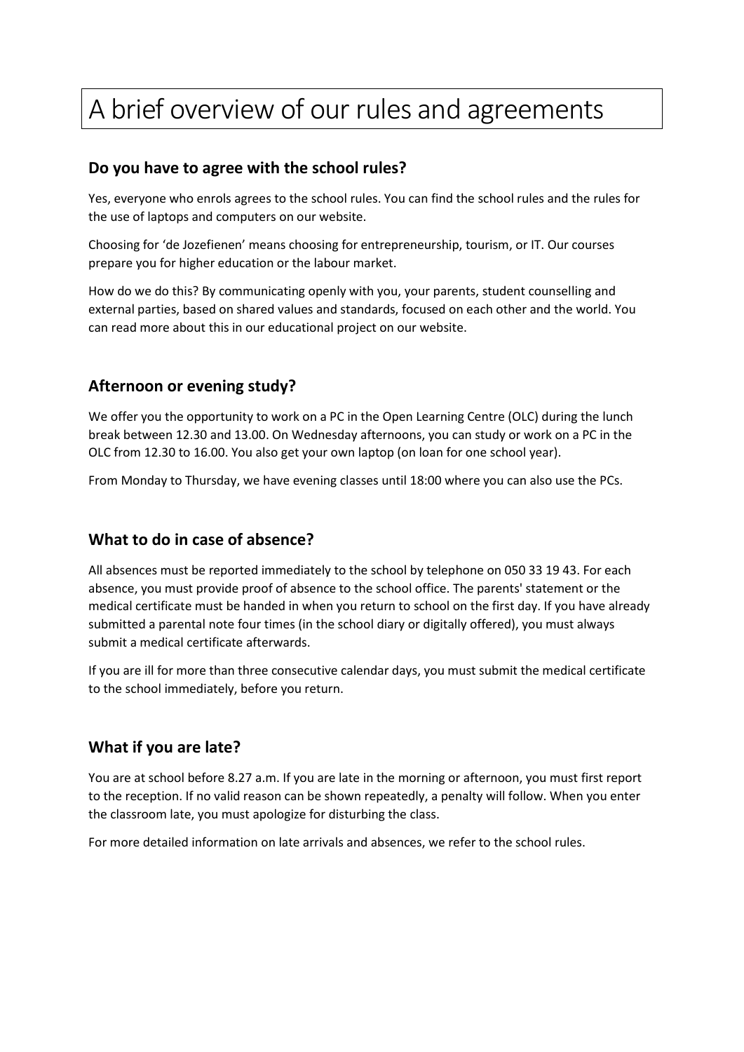# A brief overview of our rules and agreements

## Do you have to agree with the school rules?

Yes, everyone who enrols agrees to the school rules. You can find the school rules and the rules for the use of laptops and computers on our website.

Choosing for 'de Jozefienen' means choosing for entrepreneurship, tourism, or IT. Our courses prepare you for higher education or the labour market.

How do we do this? By communicating openly with you, your parents, student counselling and external parties, based on shared values and standards, focused on each other and the world. You can read more about this in our educational project on our website.

## Afternoon or evening study?

We offer you the opportunity to work on a PC in the Open Learning Centre (OLC) during the lunch break between 12.30 and 13.00. On Wednesday afternoons, you can study or work on a PC in the OLC from 12.30 to 16.00. You also get your own laptop (on loan for one school year).

From Monday to Thursday, we have evening classes until 18:00 where you can also use the PCs.

## What to do in case of absence?

All absences must be reported immediately to the school by telephone on 050 33 19 43. For each absence, you must provide proof of absence to the school office. The parents' statement or the medical certificate must be handed in when you return to school on the first day. If you have already submitted a parental note four times (in the school diary or digitally offered), you must always submit a medical certificate afterwards.

If you are ill for more than three consecutive calendar days, you must submit the medical certificate to the school immediately, before you return.

## What if you are late?

You are at school before 8.27 a.m. If you are late in the morning or afternoon, you must first report to the reception. If no valid reason can be shown repeatedly, a penalty will follow. When you enter the classroom late, you must apologize for disturbing the class.

For more detailed information on late arrivals and absences, we refer to the school rules.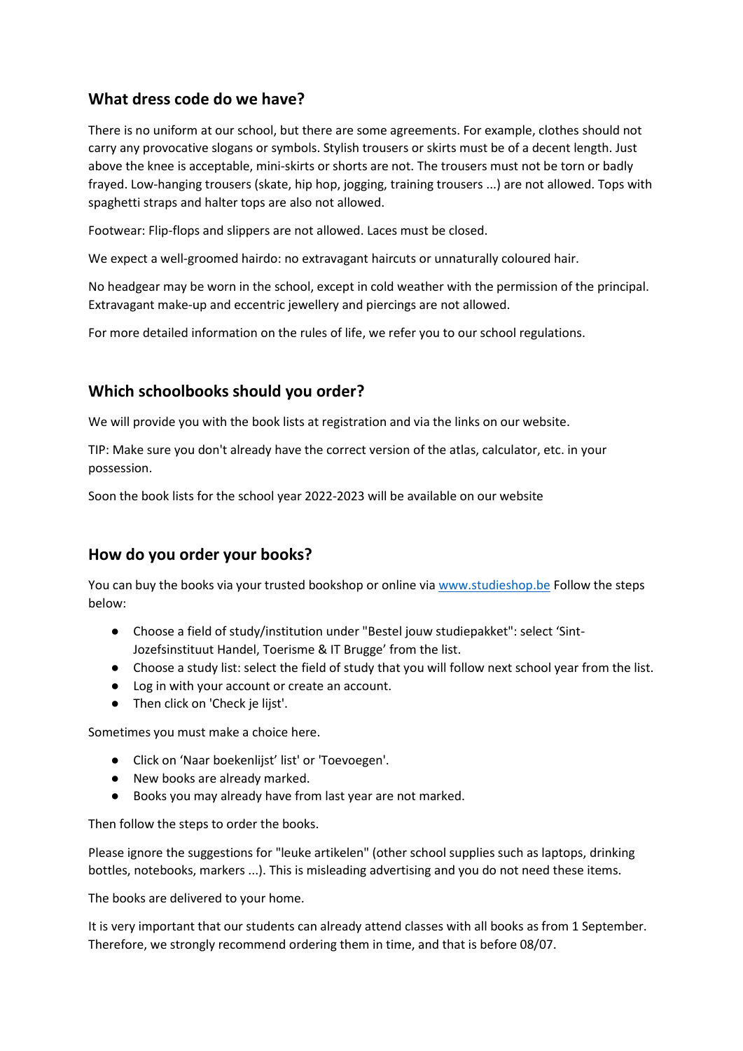## What dress code do we have?

There is no uniform at our school, but there are some agreements. For example, clothes should not carry any provocative slogans or symbols. Stylish trousers or skirts must be of a decent length. Just above the knee is acceptable, mini-skirts or shorts are not. The trousers must not be torn or badly frayed. Low-hanging trousers (skate, hip hop, jogging, training trousers ...) are not allowed. Tops with spaghetti straps and halter tops are also not allowed.

Footwear: Flip-flops and slippers are not allowed. Laces must be closed.

We expect a well-groomed hairdo: no extravagant haircuts or unnaturally coloured hair.

No headgear may be worn in the school, except in cold weather with the permission of the principal. Extravagant make-up and eccentric jewellery and piercings are not allowed.

For more detailed information on the rules of life, we refer you to our school regulations.

## Which schoolbooks should you order?

We will provide you with the book lists at registration and via the links on our website.

TIP: Make sure you don't already have the correct version of the atlas, calculator, etc. in your possession.

Soon the book lists for the school year 2022-2023 will be available on our website

## How do you order your books?

You can buy the books via your trusted bookshop or online via [www.studieshop.be](http://www.studieshop.be) Follow the steps below:

- Choose a field of study/institution under "Bestel jouw studiepakket": select 'Sint-Jozefsinstituut Handel, Toerisme & IT Brugge' from the list.
- Choose a study list: select the field of study that you will follow next school year from the list.
- Log in with your account or create an account.
- Then click on 'Check je lijst'.

Sometimes you must make a choice here.

- Click on 'Naar boekenlijst' list' or 'Toevoegen'.
- New books are already marked.
- Books you may already have from last year are not marked.

Then follow the steps to order the books.

Please ignore the suggestions for "leuke artikelen" (other school supplies such as laptops, drinking bottles, notebooks, markers ...). This is misleading advertising and you do not need these items.

The books are delivered to your home.

It is very important that our students can already attend classes with all books as from 1 September. Therefore, we strongly recommend ordering them in time, and that is before 08/07.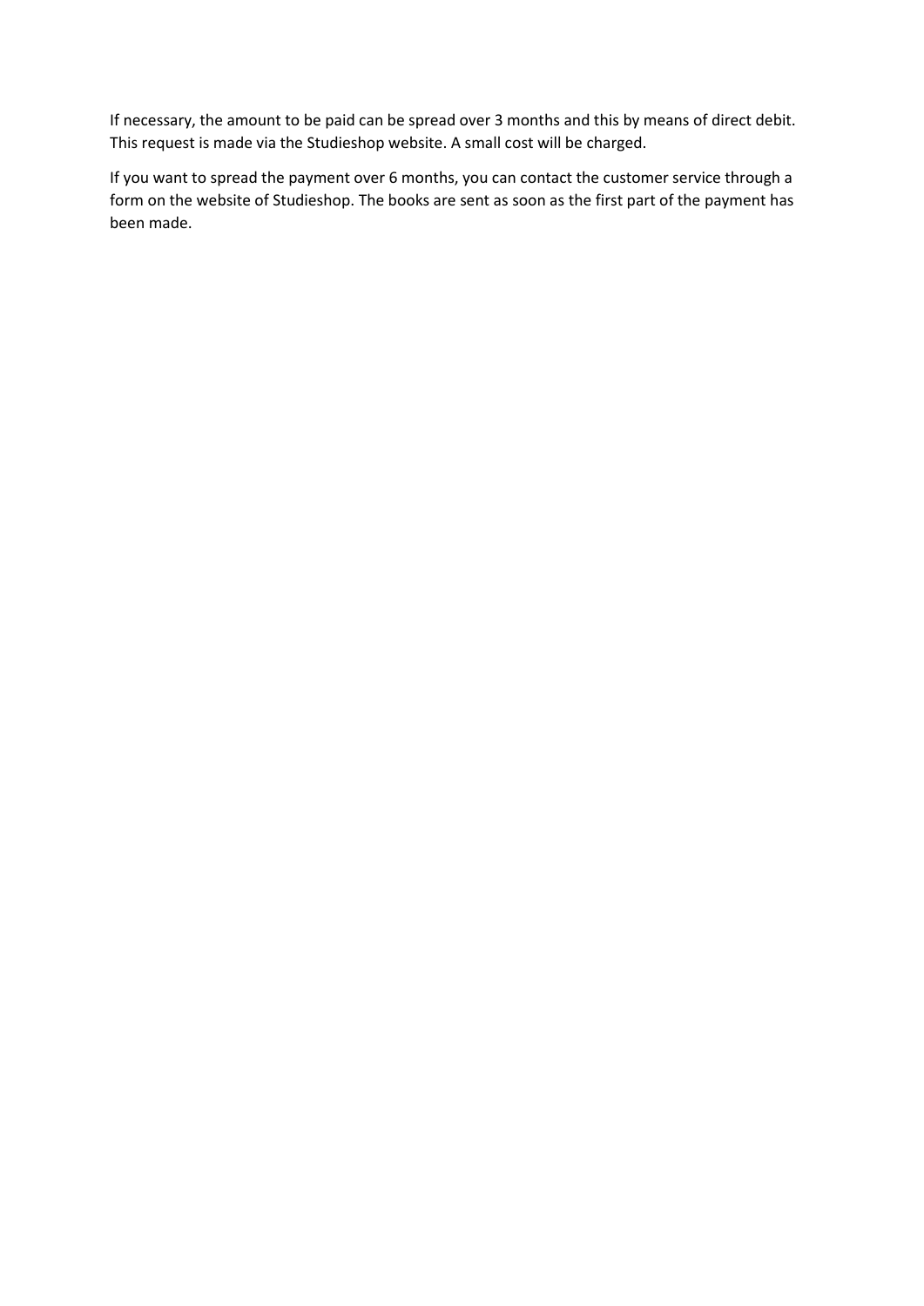If necessary, the amount to be paid can be spread over 3 months and this by means of direct debit. This request is made via the Studieshop website. A small cost will be charged.

If you want to spread the payment over 6 months, you can contact the customer service through a form on the website of Studieshop. The books are sent as soon as the first part of the payment has been made.